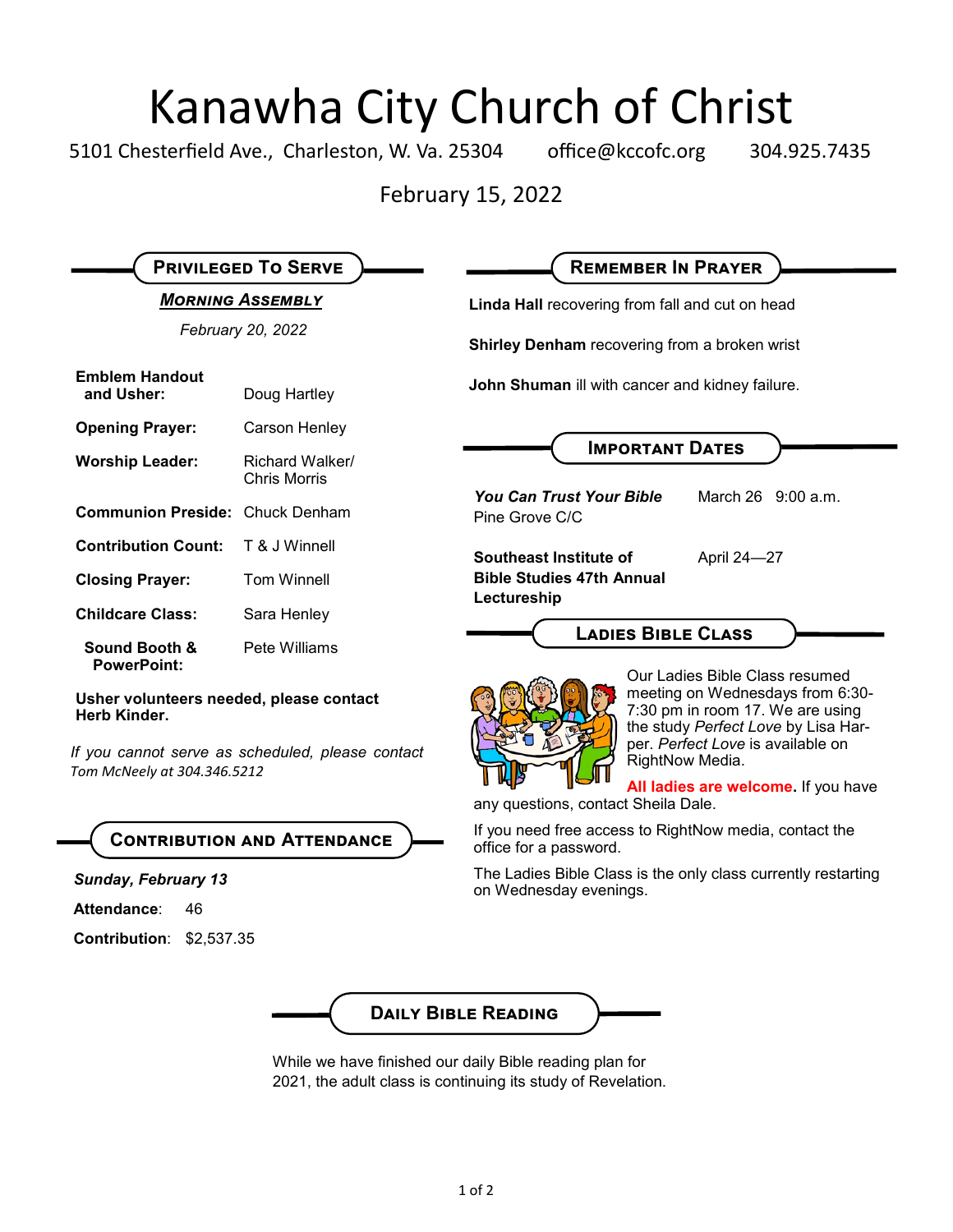# Kanawha City Church of Christ

5101 Chesterfield Ave., Charleston, W. Va. 25304 office@kccofc.org 304.925.7435

February 15, 2022

## Privileged To Serve

***Morning Assembly***

*February 20, 2022*

| | |
|---|---|
| **Emblem Handout and Usher:** | Doug Hartley |
| **Opening Prayer:** | Carson Henley |
| **Worship Leader:** | Richard Walker/ Chris Morris |
| **Communion Preside:** | Chuck Denham |
| **Contribution Count:** | T & J Winnell |
| **Closing Prayer:** | Tom Winnell |
| **Childcare Class:** | Sara Henley |
| **Sound Booth & PowerPoint:** | Pete Williams |

**Usher volunteers needed, please contact Herb Kinder.**

*If you cannot serve as scheduled, please contact Tom McNeely at 304.346.5212*

## Contribution and Attendance

***Sunday, February 13***

**Attendance**: 46

**Contribution**: $2,537.35

## Remember In Prayer

**Linda Hall** recovering from fall and cut on head

**Shirley Denham** recovering from a broken wrist

**John Shuman** ill with cancer and kidney failure.

## Important Dates

| | |
|---|---|
| ***You Can Trust Your Bible*** Pine Grove C/C | March 26 9:00 a.m. |
| **Southeast Institute of Bible Studies 47th Annual Lectureship** | April 24—27 |

## Ladies Bible Class

Our Ladies Bible Class resumed meeting on Wednesdays from 6:30-7:30 pm in room 17. We are using the study *Perfect Love* by Lisa Harper. *Perfect Love* is available on RightNow Media.

**All ladies are welcome.** If you have any questions, contact Sheila Dale.

If you need free access to RightNow media, contact the office for a password.

The Ladies Bible Class is the only class currently restarting on Wednesday evenings.

## Daily Bible Reading

While we have finished our daily Bible reading plan for 2021, the adult class is continuing its study of Revelation.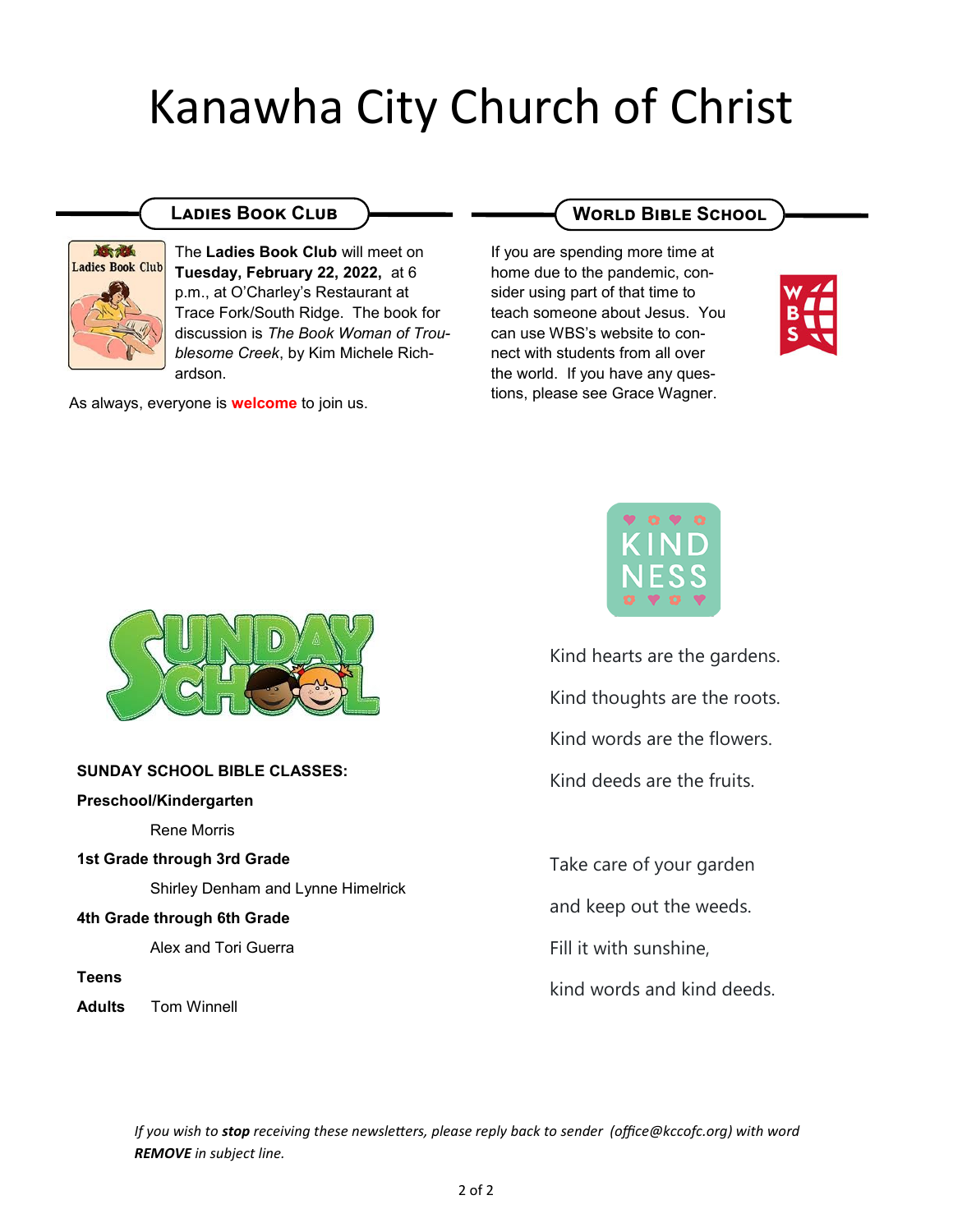# Kanawha City Church of Christ

## Ladies Book Club

The **Ladies Book Club** will meet on **Tuesday, February 22, 2022,** at 6 p.m., at O'Charley's Restaurant at Trace Fork/South Ridge. The book for discussion is *The Book Woman of Troublesome Creek*, by Kim Michele Richardson.

As always, everyone is **welcome** to join us.

## World Bible School

If you are spending more time at home due to the pandemic, consider using part of that time to teach someone about Jesus. You can use WBS's website to connect with students from all over the world. If you have any questions, please see Grace Wagner.

**SUNDAY SCHOOL BIBLE CLASSES:**

**Preschool/Kindergarten**

Rene Morris

**1st Grade through 3rd Grade**

Shirley Denham and Lynne Himelrick

**4th Grade through 6th Grade**

Alex and Tori Guerra

**Teens**

**Adults** Tom Winnell

Kind hearts are the gardens.

Kind thoughts are the roots.

Kind words are the flowers.

Kind deeds are the fruits.

Take care of your garden

and keep out the weeds.

Fill it with sunshine,

kind words and kind deeds.

*If you wish to **stop** receiving these newsletters, please reply back to sender (office@kccofc.org) with word **REMOVE** in subject line.*